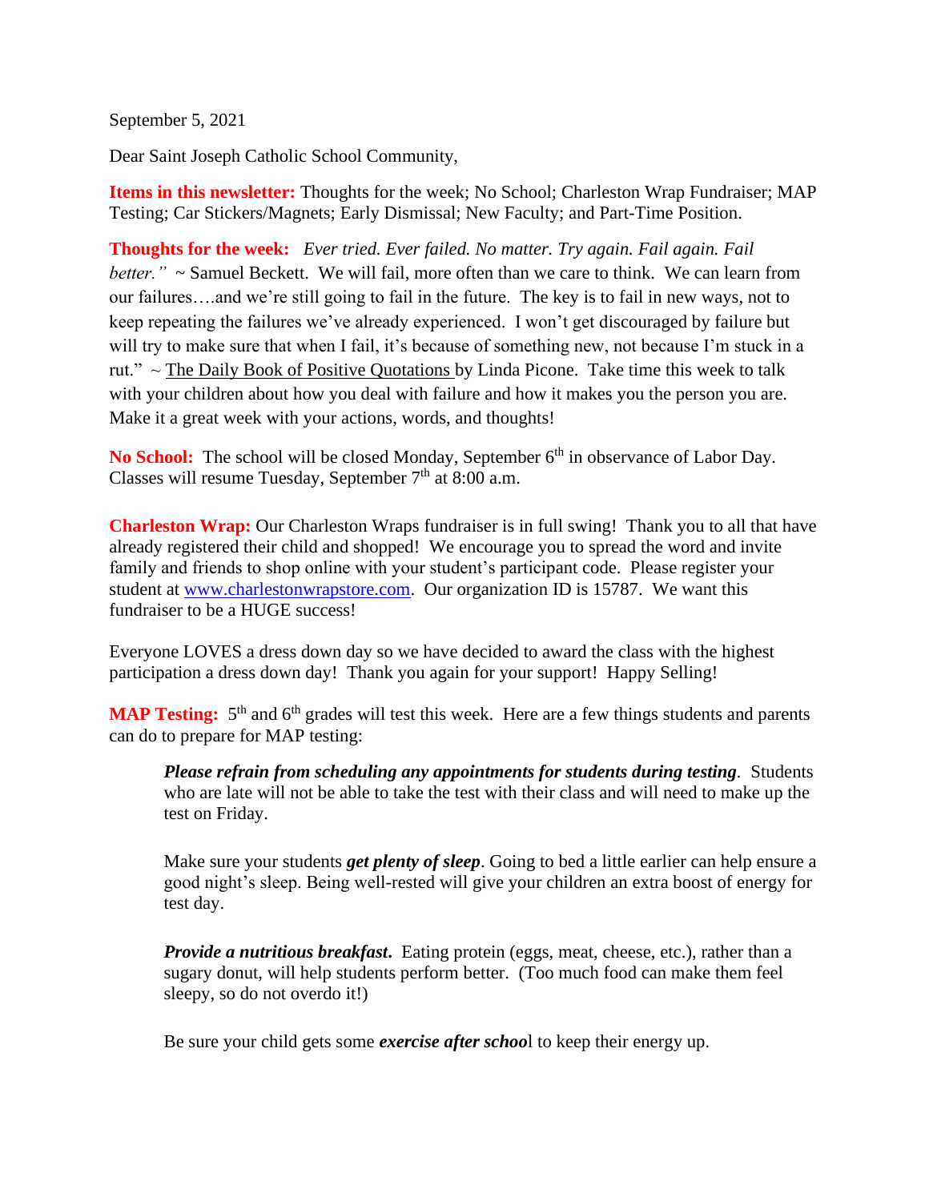September 5, 2021

Dear Saint Joseph Catholic School Community,

**Items in this newsletter:** Thoughts for the week; No School; Charleston Wrap Fundraiser; MAP Testing; Car Stickers/Magnets; Early Dismissal; New Faculty; and Part-Time Position.

**Thoughts for the week:** *Ever tried. Ever failed. No matter. Try again. Fail again. Fail better."* ~ Samuel Beckett. We will fail, more often than we care to think. We can learn from our failures….and we're still going to fail in the future. The key is to fail in new ways, not to keep repeating the failures we've already experienced. I won't get discouraged by failure but will try to make sure that when I fail, it's because of something new, not because I'm stuck in a rut." ~ The Daily Book of Positive Quotations by Linda Picone. Take time this week to talk with your children about how you deal with failure and how it makes you the person you are. Make it a great week with your actions, words, and thoughts!

**No School:** The school will be closed Monday, September 6th in observance of Labor Day. Classes will resume Tuesday, September 7th at 8:00 a.m.

**Charleston Wrap:** Our Charleston Wraps fundraiser is in full swing! Thank you to all that have already registered their child and shopped! We encourage you to spread the word and invite family and friends to shop online with your student's participant code. Please register your student at www.charlestonwrapstore.com. Our organization ID is 15787. We want this fundraiser to be a HUGE success!

Everyone LOVES a dress down day so we have decided to award the class with the highest participation a dress down day! Thank you again for your support! Happy Selling!

**MAP Testing:** 5th and 6th grades will test this week. Here are a few things students and parents can do to prepare for MAP testing:

> ***Please refrain from scheduling any appointments for students during testing.*** Students who are late will not be able to take the test with their class and will need to make up the test on Friday.
>
> Make sure your students ***get plenty of sleep***. Going to bed a little earlier can help ensure a good night's sleep. Being well-rested will give your children an extra boost of energy for test day.
>
> ***Provide a nutritious breakfast.*** Eating protein (eggs, meat, cheese, etc.), rather than a sugary donut, will help students perform better. (Too much food can make them feel sleepy, so do not overdo it!)
>
> Be sure your child gets some ***exercise after school*** to keep their energy up.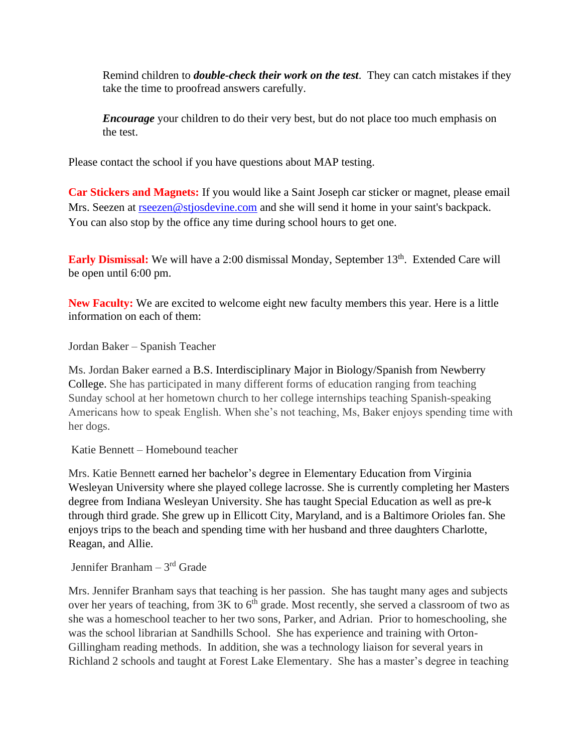Remind children to ***double-check their work on the test***. They can catch mistakes if they take the time to proofread answers carefully.

***Encourage*** your children to do their very best, but do not place too much emphasis on the test.

Please contact the school if you have questions about MAP testing.

**Car Stickers and Magnets:** If you would like a Saint Joseph car sticker or magnet, please email Mrs. Seezen at rseezen@stjosdevine.com and she will send it home in your saint's backpack. You can also stop by the office any time during school hours to get one.

**Early Dismissal:** We will have a 2:00 dismissal Monday, September 13th. Extended Care will be open until 6:00 pm.

**New Faculty:** We are excited to welcome eight new faculty members this year. Here is a little information on each of them:

Jordan Baker – Spanish Teacher

Ms. Jordan Baker earned a B.S. Interdisciplinary Major in Biology/Spanish from Newberry College. She has participated in many different forms of education ranging from teaching Sunday school at her hometown church to her college internships teaching Spanish-speaking Americans how to speak English. When she's not teaching, Ms, Baker enjoys spending time with her dogs.

Katie Bennett – Homebound teacher

Mrs. Katie Bennett earned her bachelor's degree in Elementary Education from Virginia Wesleyan University where she played college lacrosse. She is currently completing her Masters degree from Indiana Wesleyan University. She has taught Special Education as well as pre-k through third grade. She grew up in Ellicott City, Maryland, and is a Baltimore Orioles fan. She enjoys trips to the beach and spending time with her husband and three daughters Charlotte, Reagan, and Allie.

Jennifer Branham – 3rd Grade

Mrs. Jennifer Branham says that teaching is her passion. She has taught many ages and subjects over her years of teaching, from 3K to 6th grade. Most recently, she served a classroom of two as she was a homeschool teacher to her two sons, Parker, and Adrian. Prior to homeschooling, she was the school librarian at Sandhills School. She has experience and training with Orton-Gillingham reading methods. In addition, she was a technology liaison for several years in Richland 2 schools and taught at Forest Lake Elementary. She has a master's degree in teaching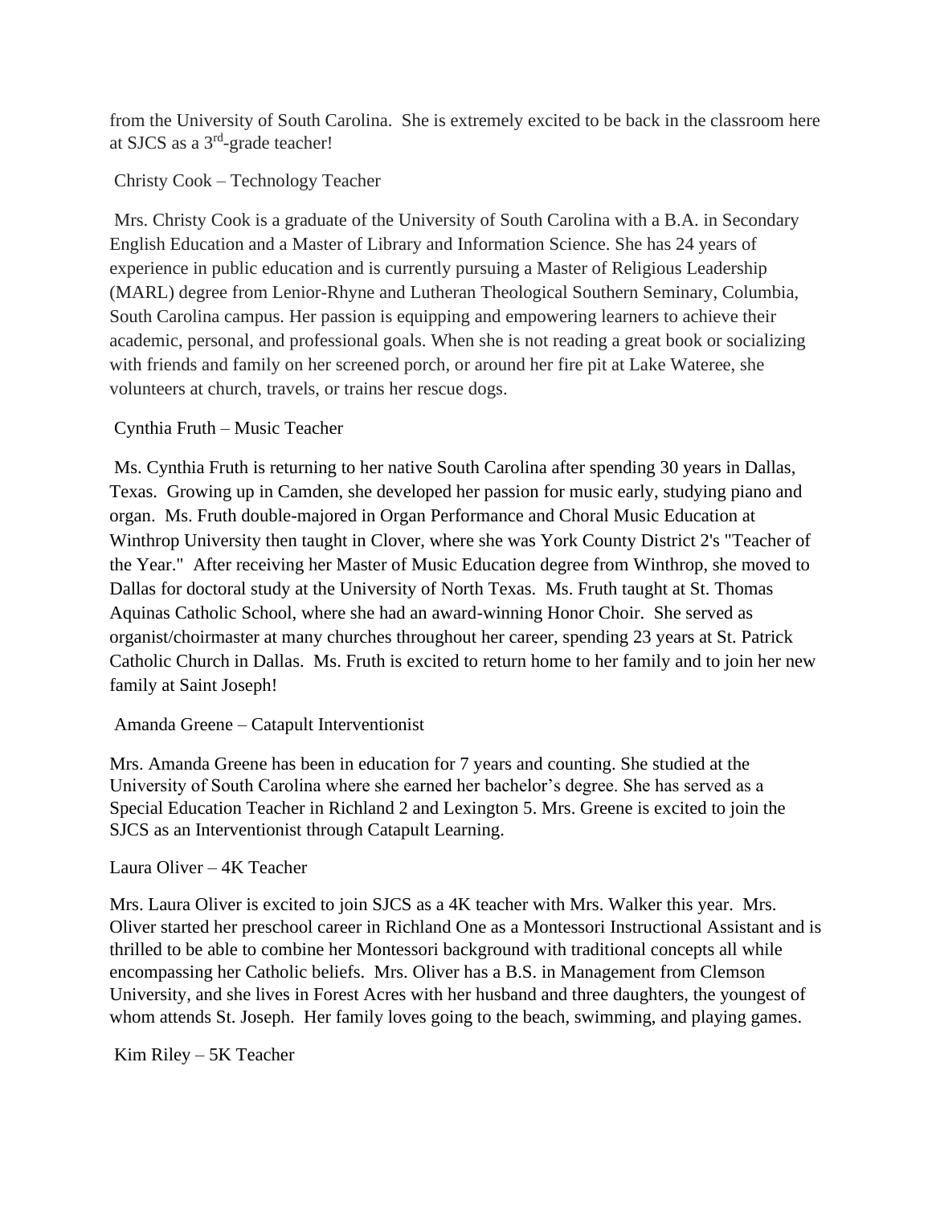from the University of South Carolina. She is extremely excited to be back in the classroom here at SJCS as a 3rd-grade teacher!

Christy Cook – Technology Teacher

Mrs. Christy Cook is a graduate of the University of South Carolina with a B.A. in Secondary English Education and a Master of Library and Information Science. She has 24 years of experience in public education and is currently pursuing a Master of Religious Leadership (MARL) degree from Lenior-Rhyne and Lutheran Theological Southern Seminary, Columbia, South Carolina campus. Her passion is equipping and empowering learners to achieve their academic, personal, and professional goals. When she is not reading a great book or socializing with friends and family on her screened porch, or around her fire pit at Lake Wateree, she volunteers at church, travels, or trains her rescue dogs.

Cynthia Fruth – Music Teacher

Ms. Cynthia Fruth is returning to her native South Carolina after spending 30 years in Dallas, Texas. Growing up in Camden, she developed her passion for music early, studying piano and organ. Ms. Fruth double-majored in Organ Performance and Choral Music Education at Winthrop University then taught in Clover, where she was York County District 2's "Teacher of the Year." After receiving her Master of Music Education degree from Winthrop, she moved to Dallas for doctoral study at the University of North Texas. Ms. Fruth taught at St. Thomas Aquinas Catholic School, where she had an award-winning Honor Choir. She served as organist/choirmaster at many churches throughout her career, spending 23 years at St. Patrick Catholic Church in Dallas. Ms. Fruth is excited to return home to her family and to join her new family at Saint Joseph!

Amanda Greene – Catapult Interventionist

Mrs. Amanda Greene has been in education for 7 years and counting. She studied at the University of South Carolina where she earned her bachelor's degree. She has served as a Special Education Teacher in Richland 2 and Lexington 5. Mrs. Greene is excited to join the SJCS as an Interventionist through Catapult Learning.

Laura Oliver – 4K Teacher

Mrs. Laura Oliver is excited to join SJCS as a 4K teacher with Mrs. Walker this year. Mrs. Oliver started her preschool career in Richland One as a Montessori Instructional Assistant and is thrilled to be able to combine her Montessori background with traditional concepts all while encompassing her Catholic beliefs. Mrs. Oliver has a B.S. in Management from Clemson University, and she lives in Forest Acres with her husband and three daughters, the youngest of whom attends St. Joseph. Her family loves going to the beach, swimming, and playing games.

Kim Riley – 5K Teacher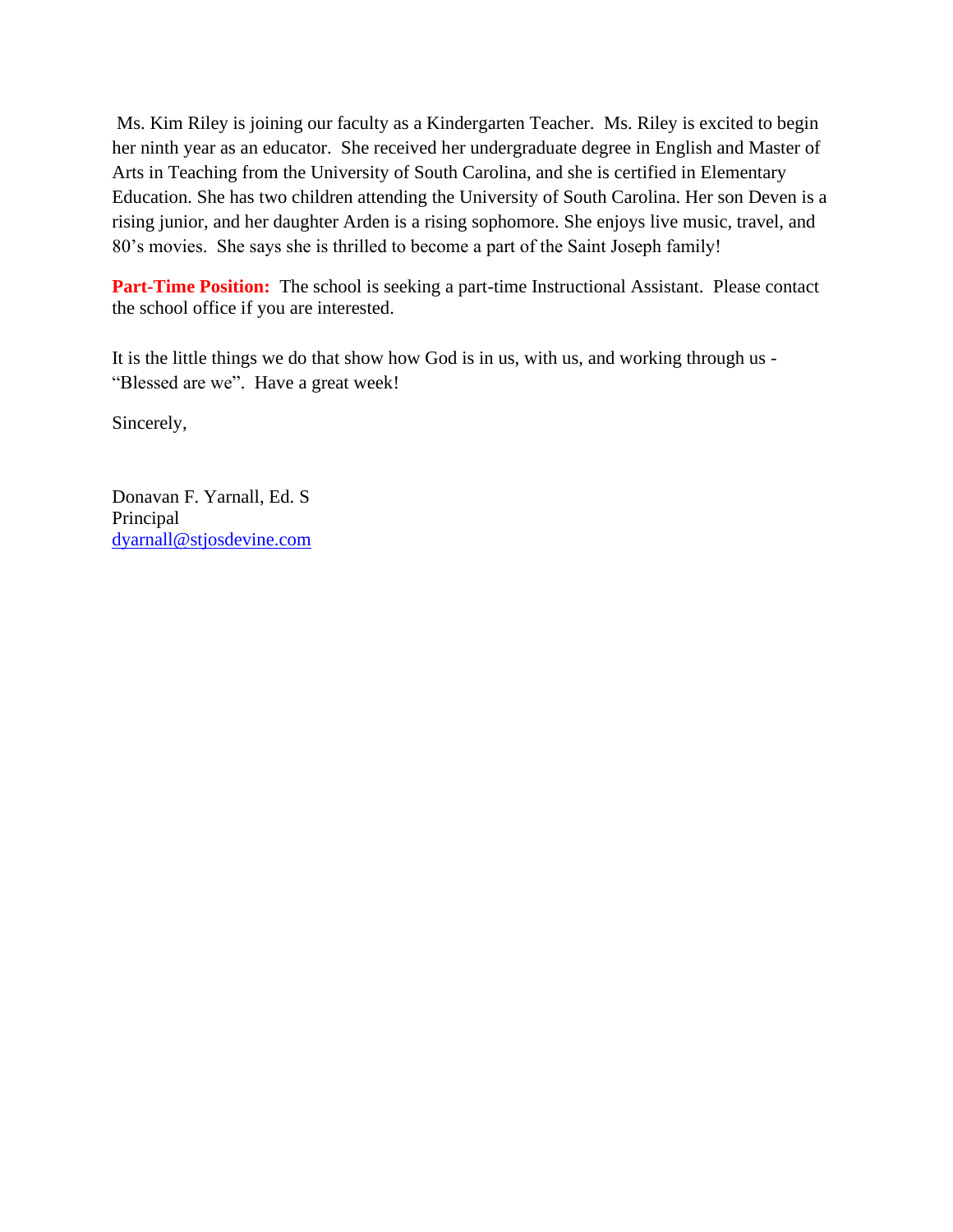Ms. Kim Riley is joining our faculty as a Kindergarten Teacher. Ms. Riley is excited to begin her ninth year as an educator. She received her undergraduate degree in English and Master of Arts in Teaching from the University of South Carolina, and she is certified in Elementary Education. She has two children attending the University of South Carolina. Her son Deven is a rising junior, and her daughter Arden is a rising sophomore. She enjoys live music, travel, and 80's movies. She says she is thrilled to become a part of the Saint Joseph family!

**Part-Time Position:** The school is seeking a part-time Instructional Assistant. Please contact the school office if you are interested.

It is the little things we do that show how God is in us, with us, and working through us - "Blessed are we". Have a great week!

Sincerely,

Donavan F. Yarnall, Ed. S
Principal
dyarnall@stjosdevine.com